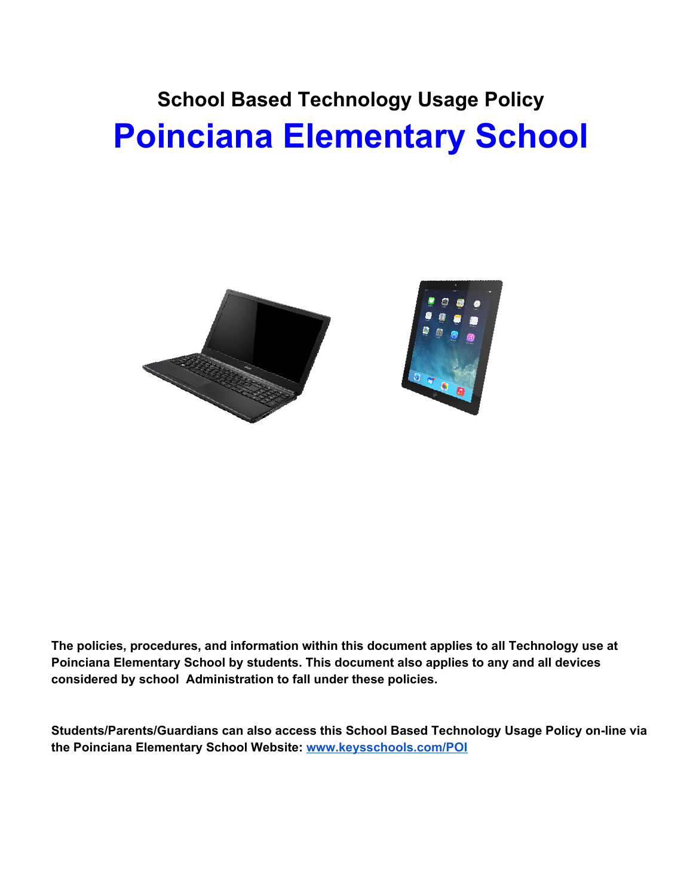## School Based Technology Usage Policy

# Poinciana Elementary School

**The policies, procedures, and information within this document applies to all Technology use at Poinciana Elementary School by students. This document also applies to any and all devices considered by school Administration to fall under these policies.**

**Students/Parents/Guardians can also access this School Based Technology Usage Policy on-line via the Poinciana Elementary School Website: [www.keysschools.com/POI](www.keysschools.com/POI)**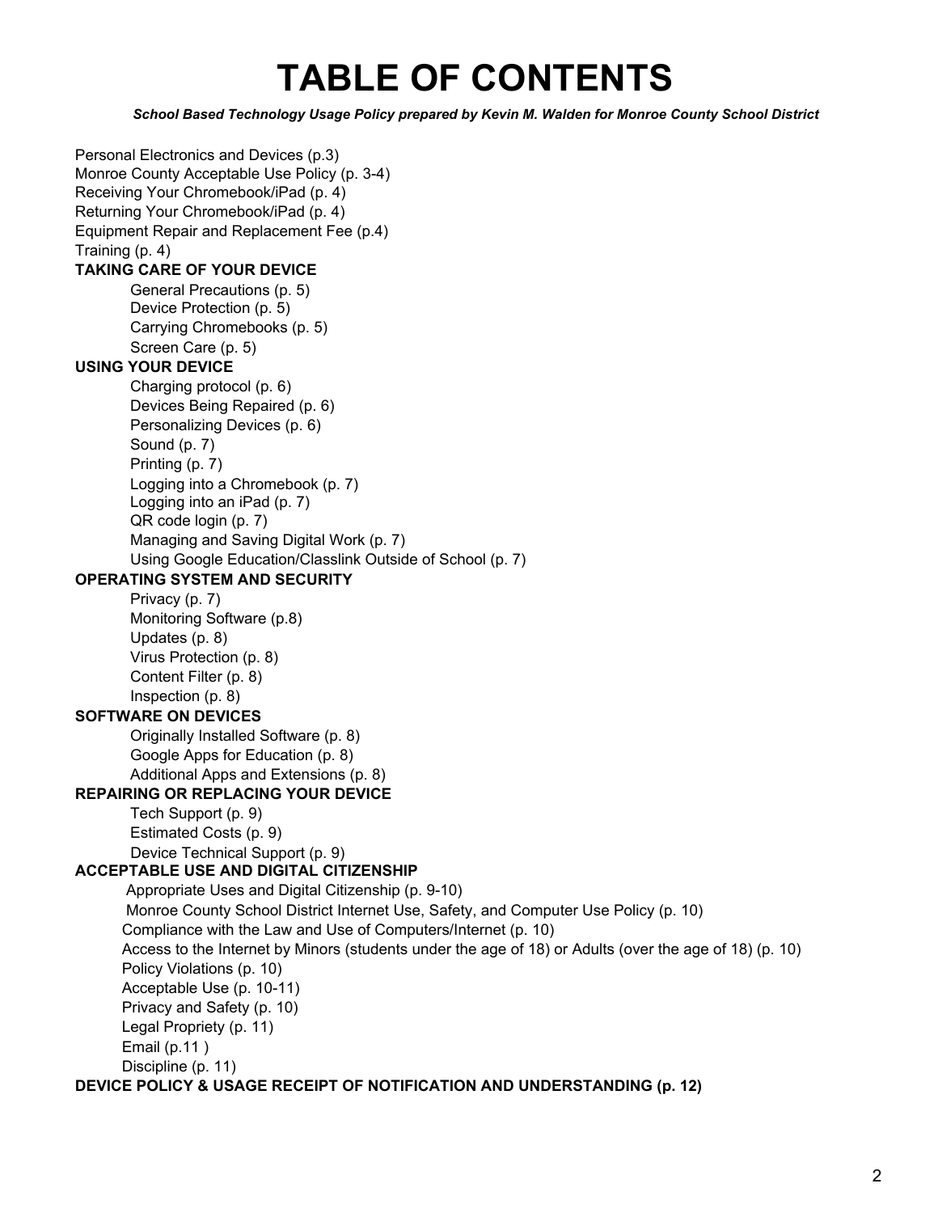# TABLE OF CONTENTS

***School Based Technology Usage Policy prepared by Kevin M. Walden for Monroe County School District***

Personal Electronics and Devices (p.3)
Monroe County Acceptable Use Policy (p. 3-4)
Receiving Your Chromebook/iPad (p. 4)
Returning Your Chromebook/iPad (p. 4)
Equipment Repair and Replacement Fee (p.4)
Training (p. 4)

**TAKING CARE OF YOUR DEVICE**

- General Precautions (p. 5)
- Device Protection (p. 5)
- Carrying Chromebooks (p. 5)
- Screen Care (p. 5)

**USING YOUR DEVICE**

- Charging protocol (p. 6)
- Devices Being Repaired (p. 6)
- Personalizing Devices (p. 6)
- Sound (p. 7)
- Printing (p. 7)
- Logging into a Chromebook (p. 7)
- Logging into an iPad (p. 7)
- QR code login (p. 7)
- Managing and Saving Digital Work (p. 7)
- Using Google Education/Classlink Outside of School (p. 7)

**OPERATING SYSTEM AND SECURITY**

- Privacy (p. 7)
- Monitoring Software (p.8)
- Updates (p. 8)
- Virus Protection (p. 8)
- Content Filter (p. 8)
- Inspection (p. 8)

**SOFTWARE ON DEVICES**

- Originally Installed Software (p. 8)
- Google Apps for Education (p. 8)
- Additional Apps and Extensions (p. 8)

**REPAIRING OR REPLACING YOUR DEVICE**

- Tech Support (p. 9)
- Estimated Costs (p. 9)
- Device Technical Support (p. 9)

**ACCEPTABLE USE AND DIGITAL CITIZENSHIP**

- Appropriate Uses and Digital Citizenship (p. 9-10)
- Monroe County School District Internet Use, Safety, and Computer Use Policy (p. 10)
- Compliance with the Law and Use of Computers/Internet (p. 10)
- Access to the Internet by Minors (students under the age of 18) or Adults (over the age of 18) (p. 10)
- Policy Violations (p. 10)
- Acceptable Use (p. 10-11)
- Privacy and Safety (p. 10)
- Legal Propriety (p. 11)
- Email (p.11 )
- Discipline (p. 11)

**DEVICE POLICY & USAGE RECEIPT OF NOTIFICATION AND UNDERSTANDING (p. 12)**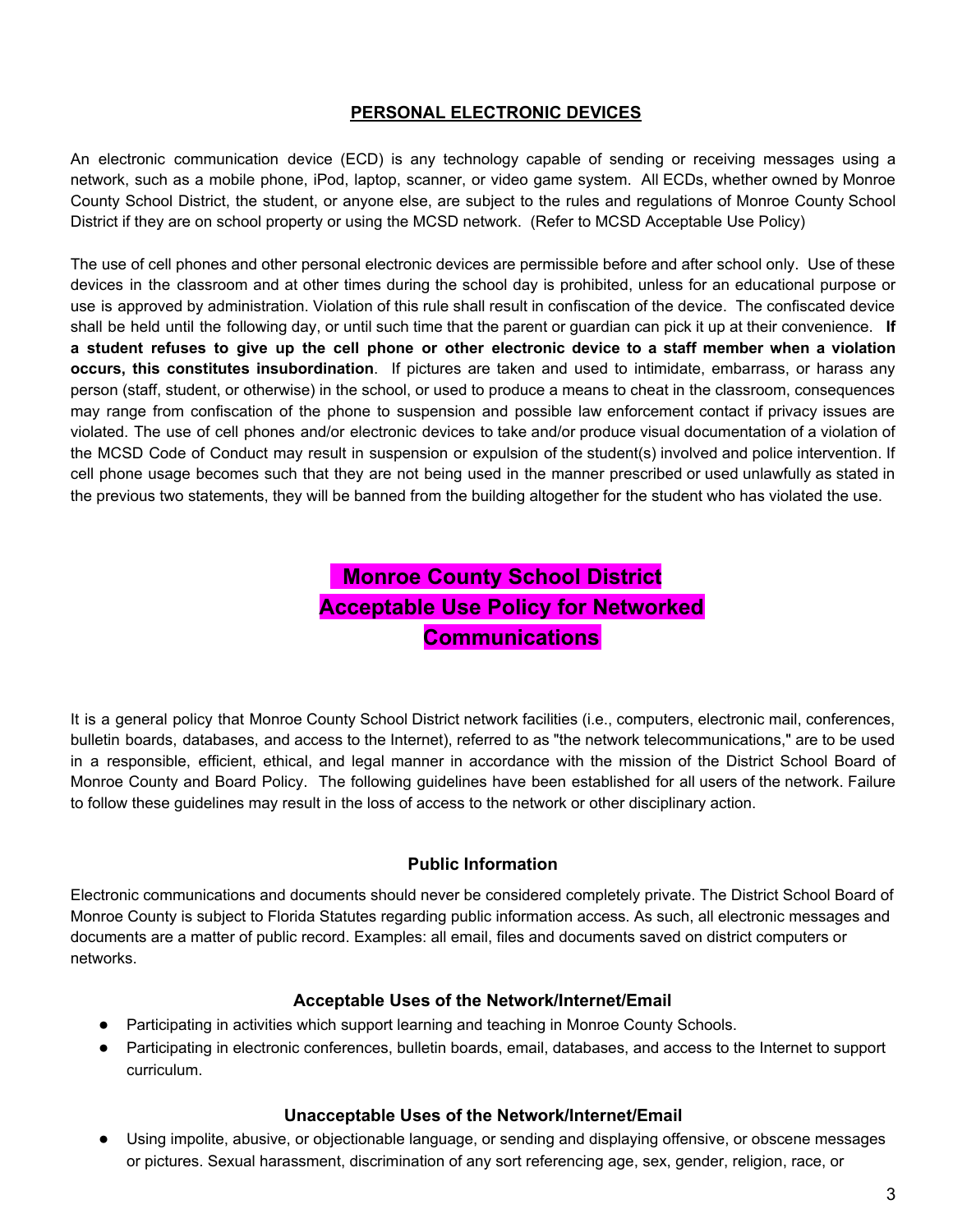## PERSONAL ELECTRONIC DEVICES

An electronic communication device (ECD) is any technology capable of sending or receiving messages using a network, such as a mobile phone, iPod, laptop, scanner, or video game system. All ECDs, whether owned by Monroe County School District, the student, or anyone else, are subject to the rules and regulations of Monroe County School District if they are on school property or using the MCSD network. (Refer to MCSD Acceptable Use Policy)

The use of cell phones and other personal electronic devices are permissible before and after school only. Use of these devices in the classroom and at other times during the school day is prohibited, unless for an educational purpose or use is approved by administration. Violation of this rule shall result in confiscation of the device. The confiscated device shall be held until the following day, or until such time that the parent or guardian can pick it up at their convenience. **If a student refuses to give up the cell phone or other electronic device to a staff member when a violation occurs, this constitutes insubordination**. If pictures are taken and used to intimidate, embarrass, or harass any person (staff, student, or otherwise) in the school, or used to produce a means to cheat in the classroom, consequences may range from confiscation of the phone to suspension and possible law enforcement contact if privacy issues are violated. The use of cell phones and/or electronic devices to take and/or produce visual documentation of a violation of the MCSD Code of Conduct may result in suspension or expulsion of the student(s) involved and police intervention. If cell phone usage becomes such that they are not being used in the manner prescribed or used unlawfully as stated in the previous two statements, they will be banned from the building altogether for the student who has violated the use.

# Monroe County School District Acceptable Use Policy for Networked Communications

It is a general policy that Monroe County School District network facilities (i.e., computers, electronic mail, conferences, bulletin boards, databases, and access to the Internet), referred to as "the network telecommunications," are to be used in a responsible, efficient, ethical, and legal manner in accordance with the mission of the District School Board of Monroe County and Board Policy. The following guidelines have been established for all users of the network. Failure to follow these guidelines may result in the loss of access to the network or other disciplinary action.

### Public Information

Electronic communications and documents should never be considered completely private. The District School Board of Monroe County is subject to Florida Statutes regarding public information access. As such, all electronic messages and documents are a matter of public record. Examples: all email, files and documents saved on district computers or networks.

### Acceptable Uses of the Network/Internet/Email

- Participating in activities which support learning and teaching in Monroe County Schools.
- Participating in electronic conferences, bulletin boards, email, databases, and access to the Internet to support curriculum.

### Unacceptable Uses of the Network/Internet/Email

- Using impolite, abusive, or objectionable language, or sending and displaying offensive, or obscene messages or pictures. Sexual harassment, discrimination of any sort referencing age, sex, gender, religion, race, or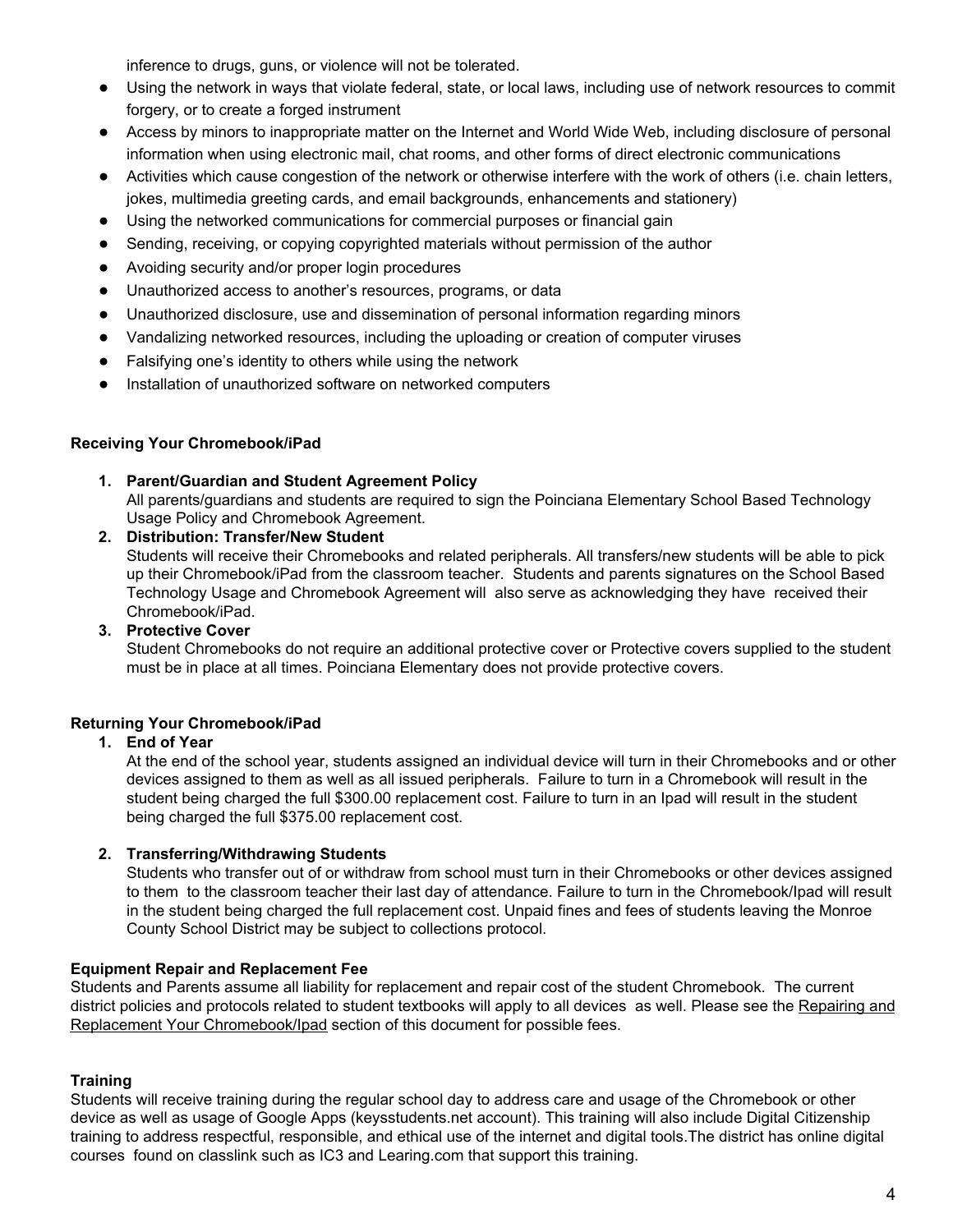inference to drugs, guns, or violence will not be tolerated.

- Using the network in ways that violate federal, state, or local laws, including use of network resources to commit forgery, or to create a forged instrument
- Access by minors to inappropriate matter on the Internet and World Wide Web, including disclosure of personal information when using electronic mail, chat rooms, and other forms of direct electronic communications
- Activities which cause congestion of the network or otherwise interfere with the work of others (i.e. chain letters, jokes, multimedia greeting cards, and email backgrounds, enhancements and stationery)
- Using the networked communications for commercial purposes or financial gain
- Sending, receiving, or copying copyrighted materials without permission of the author
- Avoiding security and/or proper login procedures
- Unauthorized access to another's resources, programs, or data
- Unauthorized disclosure, use and dissemination of personal information regarding minors
- Vandalizing networked resources, including the uploading or creation of computer viruses
- Falsifying one's identity to others while using the network
- Installation of unauthorized software on networked computers

**Receiving Your Chromebook/iPad**

1. **Parent/Guardian and Student Agreement Policy**
   All parents/guardians and students are required to sign the Poinciana Elementary School Based Technology Usage Policy and Chromebook Agreement.
2. **Distribution: Transfer/New Student**
   Students will receive their Chromebooks and related peripherals. All transfers/new students will be able to pick up their Chromebook/iPad from the classroom teacher. Students and parents signatures on the School Based Technology Usage and Chromebook Agreement will also serve as acknowledging they have received their Chromebook/iPad.
3. **Protective Cover**
   Student Chromebooks do not require an additional protective cover or Protective covers supplied to the student must be in place at all times. Poinciana Elementary does not provide protective covers.

**Returning Your Chromebook/iPad**

1. **End of Year**
   At the end of the school year, students assigned an individual device will turn in their Chromebooks and or other devices assigned to them as well as all issued peripherals. Failure to turn in a Chromebook will result in the student being charged the full $300.00 replacement cost. Failure to turn in an Ipad will result in the student being charged the full $375.00 replacement cost.

2. **Transferring/Withdrawing Students**
   Students who transfer out of or withdraw from school must turn in their Chromebooks or other devices assigned to them to the classroom teacher their last day of attendance. Failure to turn in the Chromebook/Ipad will result in the student being charged the full replacement cost. Unpaid fines and fees of students leaving the Monroe County School District may be subject to collections protocol.

**Equipment Repair and Replacement Fee**

Students and Parents assume all liability for replacement and repair cost of the student Chromebook. The current district policies and protocols related to student textbooks will apply to all devices as well. Please see the Repairing and Replacement Your Chromebook/Ipad section of this document for possible fees.

**Training**

Students will receive training during the regular school day to address care and usage of the Chromebook or other device as well as usage of Google Apps (keysstudents.net account). This training will also include Digital Citizenship training to address respectful, responsible, and ethical use of the internet and digital tools.The district has online digital courses found on classlink such as IC3 and Learing.com that support this training.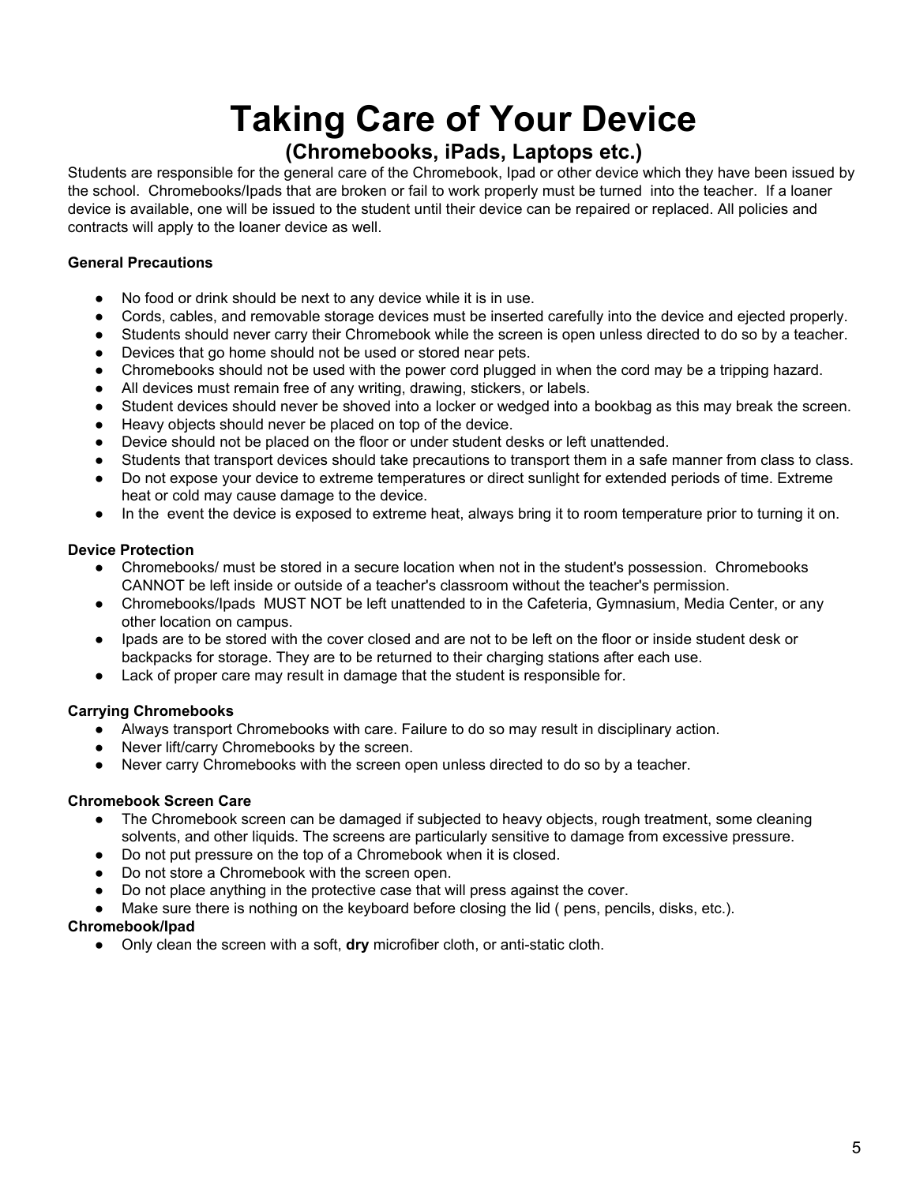# Taking Care of Your Device

## (Chromebooks, iPads, Laptops etc.)

Students are responsible for the general care of the Chromebook, Ipad or other device which they have been issued by the school. Chromebooks/Ipads that are broken or fail to work properly must be turned into the teacher. If a loaner device is available, one will be issued to the student until their device can be repaired or replaced. All policies and contracts will apply to the loaner device as well.

**General Precautions**

- No food or drink should be next to any device while it is in use.
- Cords, cables, and removable storage devices must be inserted carefully into the device and ejected properly.
- Students should never carry their Chromebook while the screen is open unless directed to do so by a teacher.
- Devices that go home should not be used or stored near pets.
- Chromebooks should not be used with the power cord plugged in when the cord may be a tripping hazard.
- All devices must remain free of any writing, drawing, stickers, or labels.
- Student devices should never be shoved into a locker or wedged into a bookbag as this may break the screen.
- Heavy objects should never be placed on top of the device.
- Device should not be placed on the floor or under student desks or left unattended.
- Students that transport devices should take precautions to transport them in a safe manner from class to class.
- Do not expose your device to extreme temperatures or direct sunlight for extended periods of time. Extreme heat or cold may cause damage to the device.
- In the event the device is exposed to extreme heat, always bring it to room temperature prior to turning it on.

**Device Protection**

- Chromebooks/ must be stored in a secure location when not in the student's possession. Chromebooks CANNOT be left inside or outside of a teacher's classroom without the teacher's permission.
- Chromebooks/Ipads MUST NOT be left unattended to in the Cafeteria, Gymnasium, Media Center, or any other location on campus.
- Ipads are to be stored with the cover closed and are not to be left on the floor or inside student desk or backpacks for storage. They are to be returned to their charging stations after each use.
- Lack of proper care may result in damage that the student is responsible for.

**Carrying Chromebooks**

- Always transport Chromebooks with care. Failure to do so may result in disciplinary action.
- Never lift/carry Chromebooks by the screen.
- Never carry Chromebooks with the screen open unless directed to do so by a teacher.

**Chromebook Screen Care**

- The Chromebook screen can be damaged if subjected to heavy objects, rough treatment, some cleaning solvents, and other liquids. The screens are particularly sensitive to damage from excessive pressure.
- Do not put pressure on the top of a Chromebook when it is closed.
- Do not store a Chromebook with the screen open.
- Do not place anything in the protective case that will press against the cover.
- Make sure there is nothing on the keyboard before closing the lid ( pens, pencils, disks, etc.).

**Chromebook/Ipad**

- Only clean the screen with a soft, **dry** microfiber cloth, or anti-static cloth.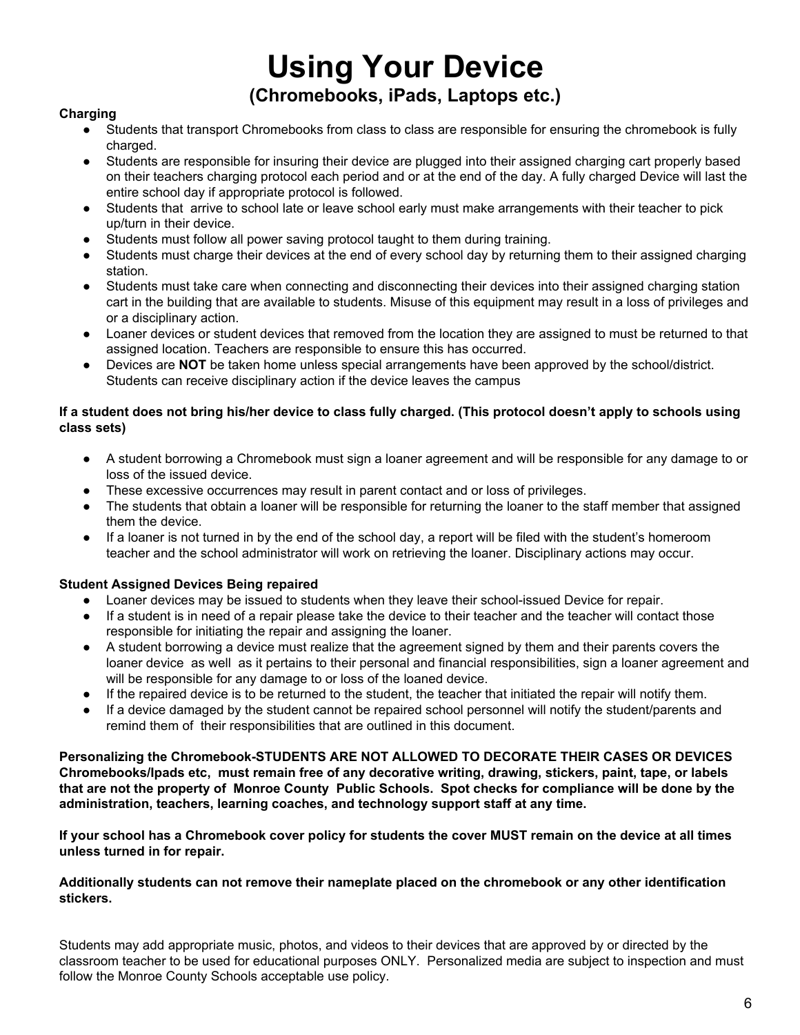# Using Your Device

## (Chromebooks, iPads, Laptops etc.)

**Charging**

- Students that transport Chromebooks from class to class are responsible for ensuring the chromebook is fully charged.
- Students are responsible for insuring their device are plugged into their assigned charging cart properly based on their teachers charging protocol each period and or at the end of the day. A fully charged Device will last the entire school day if appropriate protocol is followed.
- Students that arrive to school late or leave school early must make arrangements with their teacher to pick up/turn in their device.
- Students must follow all power saving protocol taught to them during training.
- Students must charge their devices at the end of every school day by returning them to their assigned charging station.
- Students must take care when connecting and disconnecting their devices into their assigned charging station cart in the building that are available to students. Misuse of this equipment may result in a loss of privileges and or a disciplinary action.
- Loaner devices or student devices that removed from the location they are assigned to must be returned to that assigned location. Teachers are responsible to ensure this has occurred.
- Devices are **NOT** be taken home unless special arrangements have been approved by the school/district. Students can receive disciplinary action if the device leaves the campus

**If a student does not bring his/her device to class fully charged. (This protocol doesn't apply to schools using class sets)**

- A student borrowing a Chromebook must sign a loaner agreement and will be responsible for any damage to or loss of the issued device.
- These excessive occurrences may result in parent contact and or loss of privileges.
- The students that obtain a loaner will be responsible for returning the loaner to the staff member that assigned them the device.
- If a loaner is not turned in by the end of the school day, a report will be filed with the student's homeroom teacher and the school administrator will work on retrieving the loaner. Disciplinary actions may occur.

**Student Assigned Devices Being repaired**

- Loaner devices may be issued to students when they leave their school-issued Device for repair.
- If a student is in need of a repair please take the device to their teacher and the teacher will contact those responsible for initiating the repair and assigning the loaner.
- A student borrowing a device must realize that the agreement signed by them and their parents covers the loaner device as well as it pertains to their personal and financial responsibilities, sign a loaner agreement and will be responsible for any damage to or loss of the loaned device.
- If the repaired device is to be returned to the student, the teacher that initiated the repair will notify them.
- If a device damaged by the student cannot be repaired school personnel will notify the student/parents and remind them of their responsibilities that are outlined in this document.

**Personalizing the Chromebook-STUDENTS ARE NOT ALLOWED TO DECORATE THEIR CASES OR DEVICES Chromebooks/Ipads etc, must remain free of any decorative writing, drawing, stickers, paint, tape, or labels that are not the property of Monroe County Public Schools. Spot checks for compliance will be done by the administration, teachers, learning coaches, and technology support staff at any time.**

**If your school has a Chromebook cover policy for students the cover MUST remain on the device at all times unless turned in for repair.**

**Additionally students can not remove their nameplate placed on the chromebook or any other identification stickers.**

Students may add appropriate music, photos, and videos to their devices that are approved by or directed by the classroom teacher to be used for educational purposes ONLY. Personalized media are subject to inspection and must follow the Monroe County Schools acceptable use policy.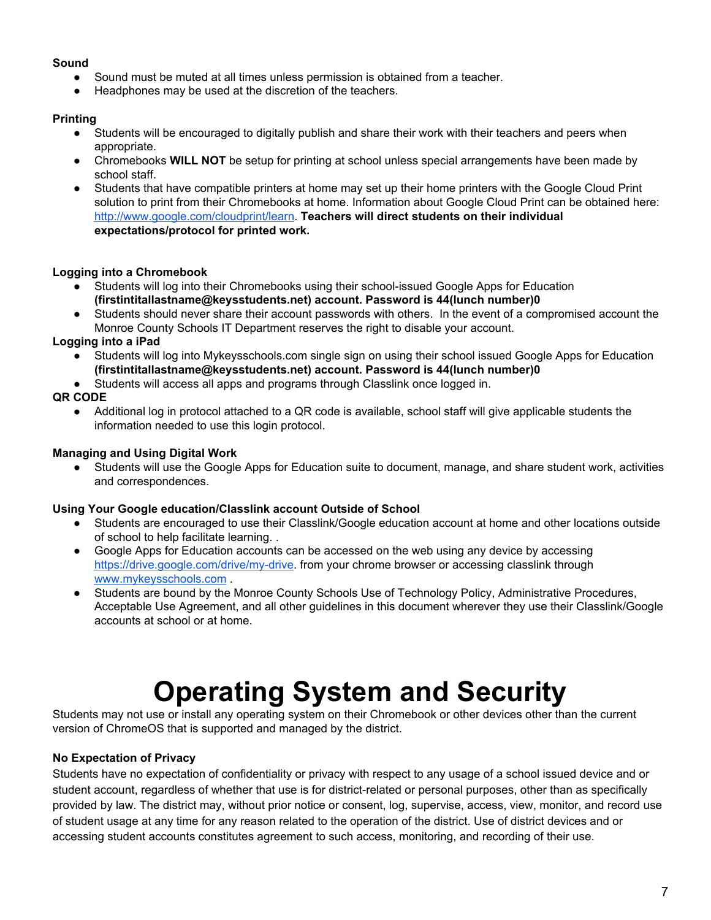**Sound**

- Sound must be muted at all times unless permission is obtained from a teacher.
- Headphones may be used at the discretion of the teachers.

**Printing**

- Students will be encouraged to digitally publish and share their work with their teachers and peers when appropriate.
- Chromebooks **WILL NOT** be setup for printing at school unless special arrangements have been made by school staff.
- Students that have compatible printers at home may set up their home printers with the Google Cloud Print solution to print from their Chromebooks at home. Information about Google Cloud Print can be obtained here: [http://www.google.com/cloudprint/learn](http://www.google.com/cloudprint/learn). **Teachers will direct students on their individual expectations/protocol for printed work.**

**Logging into a Chromebook**

- Students will log into their Chromebooks using their school-issued Google Apps for Education **(firstintitallastname@keysstudents.net) account. Password is 44(lunch number)0**
- Students should never share their account passwords with others. In the event of a compromised account the Monroe County Schools IT Department reserves the right to disable your account.

**Logging into a iPad**

- Students will log into Mykeysschools.com single sign on using their school issued Google Apps for Education **(firstintitallastname@keysstudents.net) account. Password is 44(lunch number)0**
- Students will access all apps and programs through Classlink once logged in.

**QR CODE**

- Additional log in protocol attached to a QR code is available, school staff will give applicable students the information needed to use this login protocol.

**Managing and Using Digital Work**

- Students will use the Google Apps for Education suite to document, manage, and share student work, activities and correspondences.

**Using Your Google education/Classlink account Outside of School**

- Students are encouraged to use their Classlink/Google education account at home and other locations outside of school to help facilitate learning. .
- Google Apps for Education accounts can be accessed on the web using any device by accessing [https://drive.google.com/drive/my-drive](https://drive.google.com/drive/my-drive). from your chrome browser or accessing classlink through [www.mykeysschools.com](http://www.mykeysschools.com) .
- Students are bound by the Monroe County Schools Use of Technology Policy, Administrative Procedures, Acceptable Use Agreement, and all other guidelines in this document wherever they use their Classlink/Google accounts at school or at home.

# Operating System and Security

Students may not use or install any operating system on their Chromebook or other devices other than the current version of ChromeOS that is supported and managed by the district.

**No Expectation of Privacy**

Students have no expectation of confidentiality or privacy with respect to any usage of a school issued device and or student account, regardless of whether that use is for district-related or personal purposes, other than as specifically provided by law. The district may, without prior notice or consent, log, supervise, access, view, monitor, and record use of student usage at any time for any reason related to the operation of the district. Use of district devices and or accessing student accounts constitutes agreement to such access, monitoring, and recording of their use.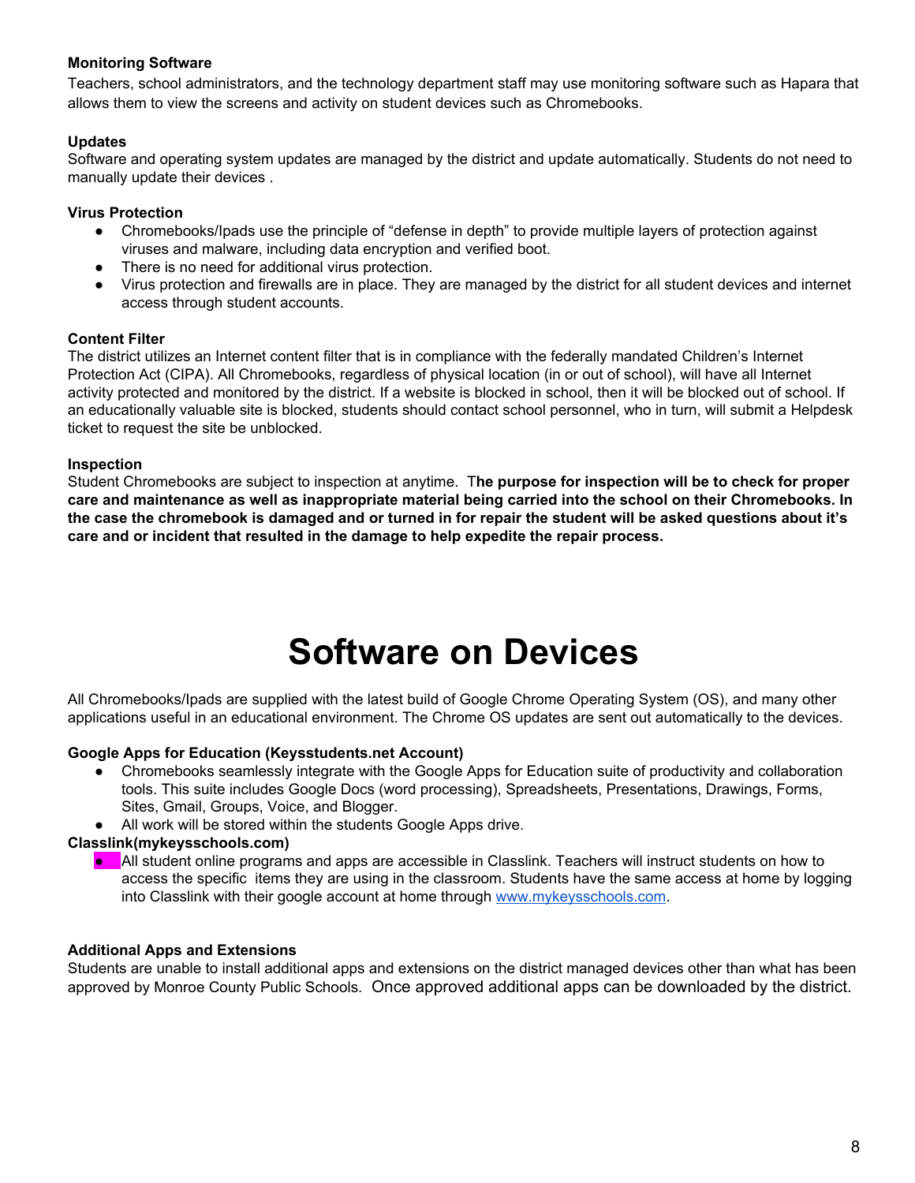**Monitoring Software**

Teachers, school administrators, and the technology department staff may use monitoring software such as Hapara that allows them to view the screens and activity on student devices such as Chromebooks.

**Updates**

Software and operating system updates are managed by the district and update automatically. Students do not need to manually update their devices .

**Virus Protection**

- Chromebooks/Ipads use the principle of "defense in depth" to provide multiple layers of protection against viruses and malware, including data encryption and verified boot.
- There is no need for additional virus protection.
- Virus protection and firewalls are in place. They are managed by the district for all student devices and internet access through student accounts.

**Content Filter**

The district utilizes an Internet content filter that is in compliance with the federally mandated Children's Internet Protection Act (CIPA). All Chromebooks, regardless of physical location (in or out of school), will have all Internet activity protected and monitored by the district. If a website is blocked in school, then it will be blocked out of school. If an educationally valuable site is blocked, students should contact school personnel, who in turn, will submit a Helpdesk ticket to request the site be unblocked.

**Inspection**

Student Chromebooks are subject to inspection at anytime. T**he purpose for inspection will be to check for proper care and maintenance as well as inappropriate material being carried into the school on their Chromebooks. In the case the chromebook is damaged and or turned in for repair the student will be asked questions about it's care and or incident that resulted in the damage to help expedite the repair process.**

# Software on Devices

All Chromebooks/Ipads are supplied with the latest build of Google Chrome Operating System (OS), and many other applications useful in an educational environment. The Chrome OS updates are sent out automatically to the devices.

**Google Apps for Education (Keysstudents.net Account)**

- Chromebooks seamlessly integrate with the Google Apps for Education suite of productivity and collaboration tools. This suite includes Google Docs (word processing), Spreadsheets, Presentations, Drawings, Forms, Sites, Gmail, Groups, Voice, and Blogger.
- All work will be stored within the students Google Apps drive.

**Classlink(mykeysschools.com)**

- All student online programs and apps are accessible in Classlink. Teachers will instruct students on how to access the specific items they are using in the classroom. Students have the same access at home by logging into Classlink with their google account at home through www.mykeysschools.com.

**Additional Apps and Extensions**

Students are unable to install additional apps and extensions on the district managed devices other than what has been approved by Monroe County Public Schools. Once approved additional apps can be downloaded by the district.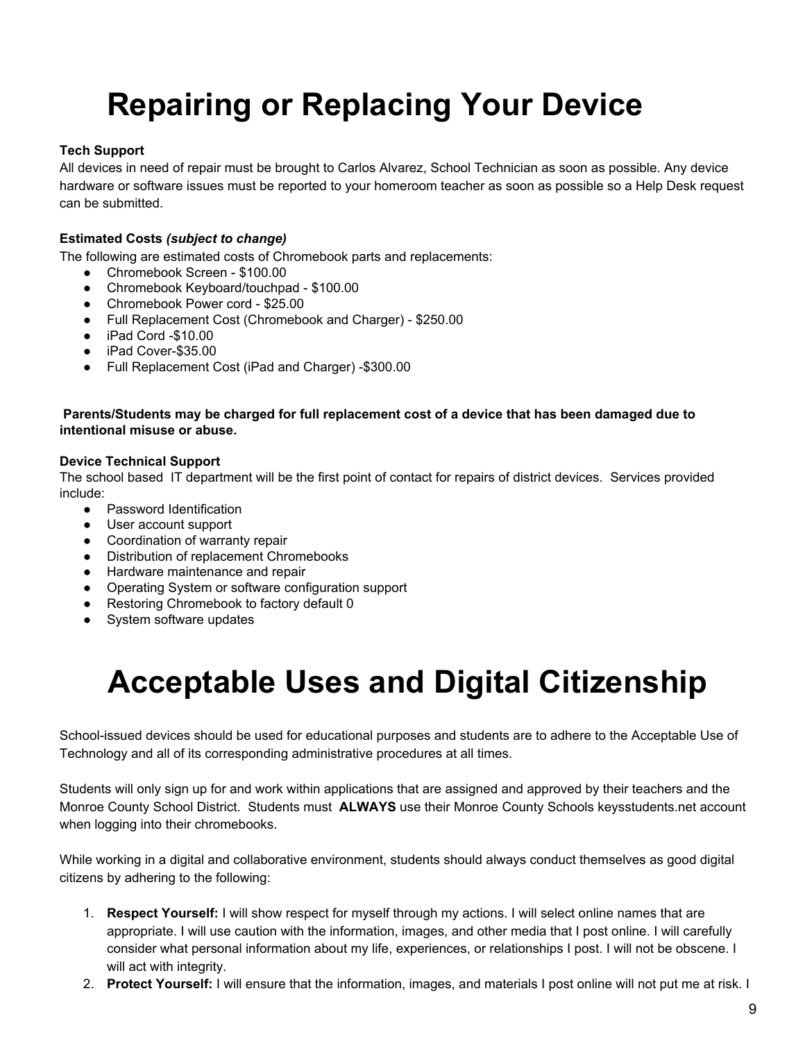# Repairing or Replacing Your Device

**Tech Support**
All devices in need of repair must be brought to Carlos Alvarez, School Technician as soon as possible. Any device hardware or software issues must be reported to your homeroom teacher as soon as possible so a Help Desk request can be submitted.

**Estimated Costs *(subject to change)***
The following are estimated costs of Chromebook parts and replacements:

- Chromebook Screen - $100.00
- Chromebook Keyboard/touchpad - $100.00
- Chromebook Power cord - $25.00
- Full Replacement Cost (Chromebook and Charger) - $250.00
- iPad Cord -$10.00
- iPad Cover-$35.00
- Full Replacement Cost (iPad and Charger) -$300.00

**Parents/Students may be charged for full replacement cost of a device that has been damaged due to intentional misuse or abuse.**

**Device Technical Support**
The school based IT department will be the first point of contact for repairs of district devices. Services provided include:

- Password Identification
- User account support
- Coordination of warranty repair
- Distribution of replacement Chromebooks
- Hardware maintenance and repair
- Operating System or software configuration support
- Restoring Chromebook to factory default 0
- System software updates

# Acceptable Uses and Digital Citizenship

School-issued devices should be used for educational purposes and students are to adhere to the Acceptable Use of Technology and all of its corresponding administrative procedures at all times.

Students will only sign up for and work within applications that are assigned and approved by their teachers and the Monroe County School District. Students must **ALWAYS** use their Monroe County Schools keysstudents.net account when logging into their chromebooks.

While working in a digital and collaborative environment, students should always conduct themselves as good digital citizens by adhering to the following:

1. **Respect Yourself:** I will show respect for myself through my actions. I will select online names that are appropriate. I will use caution with the information, images, and other media that I post online. I will carefully consider what personal information about my life, experiences, or relationships I post. I will not be obscene. I will act with integrity.
2. **Protect Yourself:** I will ensure that the information, images, and materials I post online will not put me at risk. I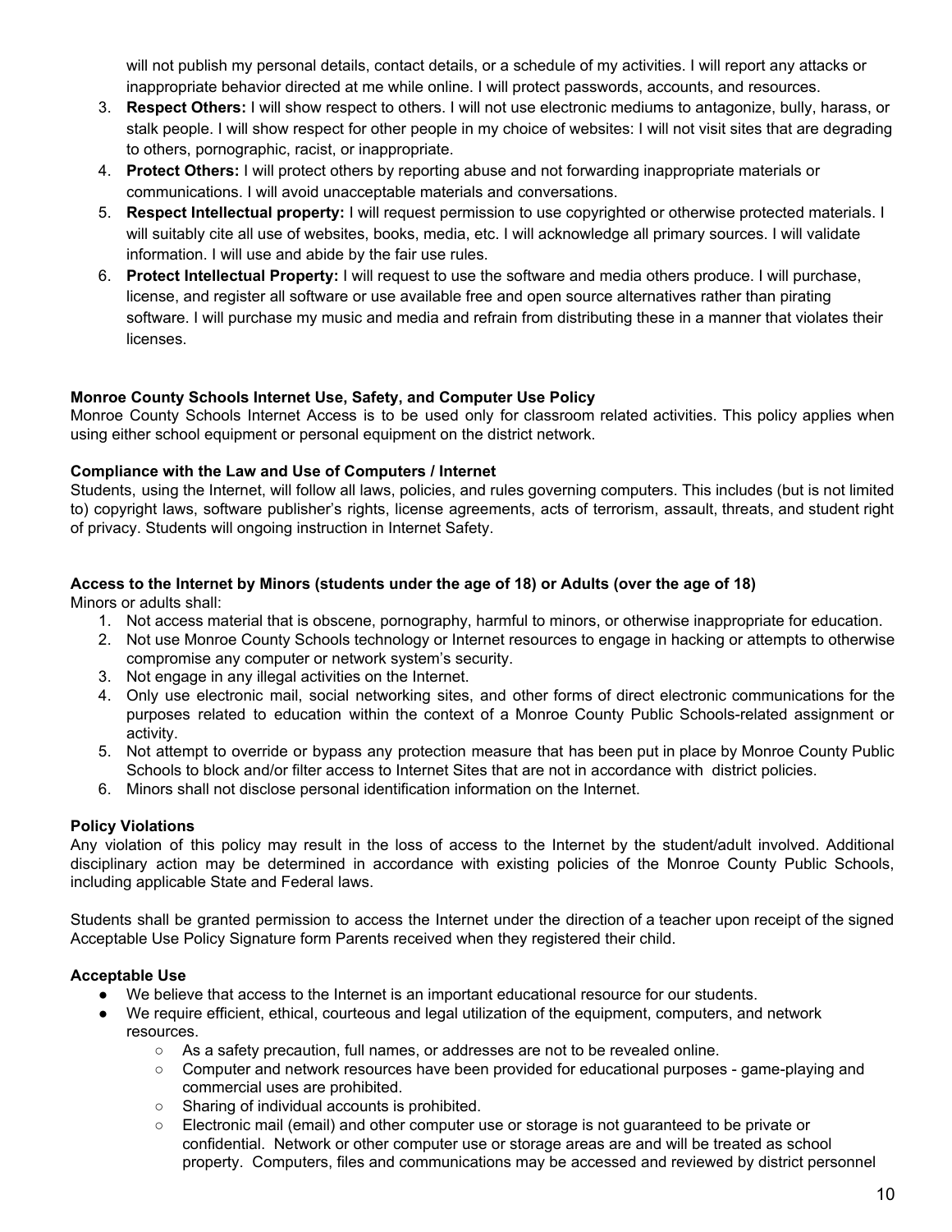will not publish my personal details, contact details, or a schedule of my activities. I will report any attacks or inappropriate behavior directed at me while online. I will protect passwords, accounts, and resources.

3. **Respect Others:** I will show respect to others. I will not use electronic mediums to antagonize, bully, harass, or stalk people. I will show respect for other people in my choice of websites: I will not visit sites that are degrading to others, pornographic, racist, or inappropriate.
4. **Protect Others:** I will protect others by reporting abuse and not forwarding inappropriate materials or communications. I will avoid unacceptable materials and conversations.
5. **Respect Intellectual property:** I will request permission to use copyrighted or otherwise protected materials. I will suitably cite all use of websites, books, media, etc. I will acknowledge all primary sources. I will validate information. I will use and abide by the fair use rules.
6. **Protect Intellectual Property:** I will request to use the software and media others produce. I will purchase, license, and register all software or use available free and open source alternatives rather than pirating software. I will purchase my music and media and refrain from distributing these in a manner that violates their licenses.

**Monroe County Schools Internet Use, Safety, and Computer Use Policy**

Monroe County Schools Internet Access is to be used only for classroom related activities. This policy applies when using either school equipment or personal equipment on the district network.

**Compliance with the Law and Use of Computers / Internet**

Students, using the Internet, will follow all laws, policies, and rules governing computers. This includes (but is not limited to) copyright laws, software publisher's rights, license agreements, acts of terrorism, assault, threats, and student right of privacy. Students will ongoing instruction in Internet Safety.

**Access to the Internet by Minors (students under the age of 18) or Adults (over the age of 18)**

Minors or adults shall:

1. Not access material that is obscene, pornography, harmful to minors, or otherwise inappropriate for education.
2. Not use Monroe County Schools technology or Internet resources to engage in hacking or attempts to otherwise compromise any computer or network system's security.
3. Not engage in any illegal activities on the Internet.
4. Only use electronic mail, social networking sites, and other forms of direct electronic communications for the purposes related to education within the context of a Monroe County Public Schools-related assignment or activity.
5. Not attempt to override or bypass any protection measure that has been put in place by Monroe County Public Schools to block and/or filter access to Internet Sites that are not in accordance with district policies.
6. Minors shall not disclose personal identification information on the Internet.

**Policy Violations**

Any violation of this policy may result in the loss of access to the Internet by the student/adult involved. Additional disciplinary action may be determined in accordance with existing policies of the Monroe County Public Schools, including applicable State and Federal laws.

Students shall be granted permission to access the Internet under the direction of a teacher upon receipt of the signed Acceptable Use Policy Signature form Parents received when they registered their child.

**Acceptable Use**

- We believe that access to the Internet is an important educational resource for our students.
- We require efficient, ethical, courteous and legal utilization of the equipment, computers, and network resources.
  - As a safety precaution, full names, or addresses are not to be revealed online.
  - Computer and network resources have been provided for educational purposes - game-playing and commercial uses are prohibited.
  - Sharing of individual accounts is prohibited.
  - Electronic mail (email) and other computer use or storage is not guaranteed to be private or confidential. Network or other computer use or storage areas are and will be treated as school property. Computers, files and communications may be accessed and reviewed by district personnel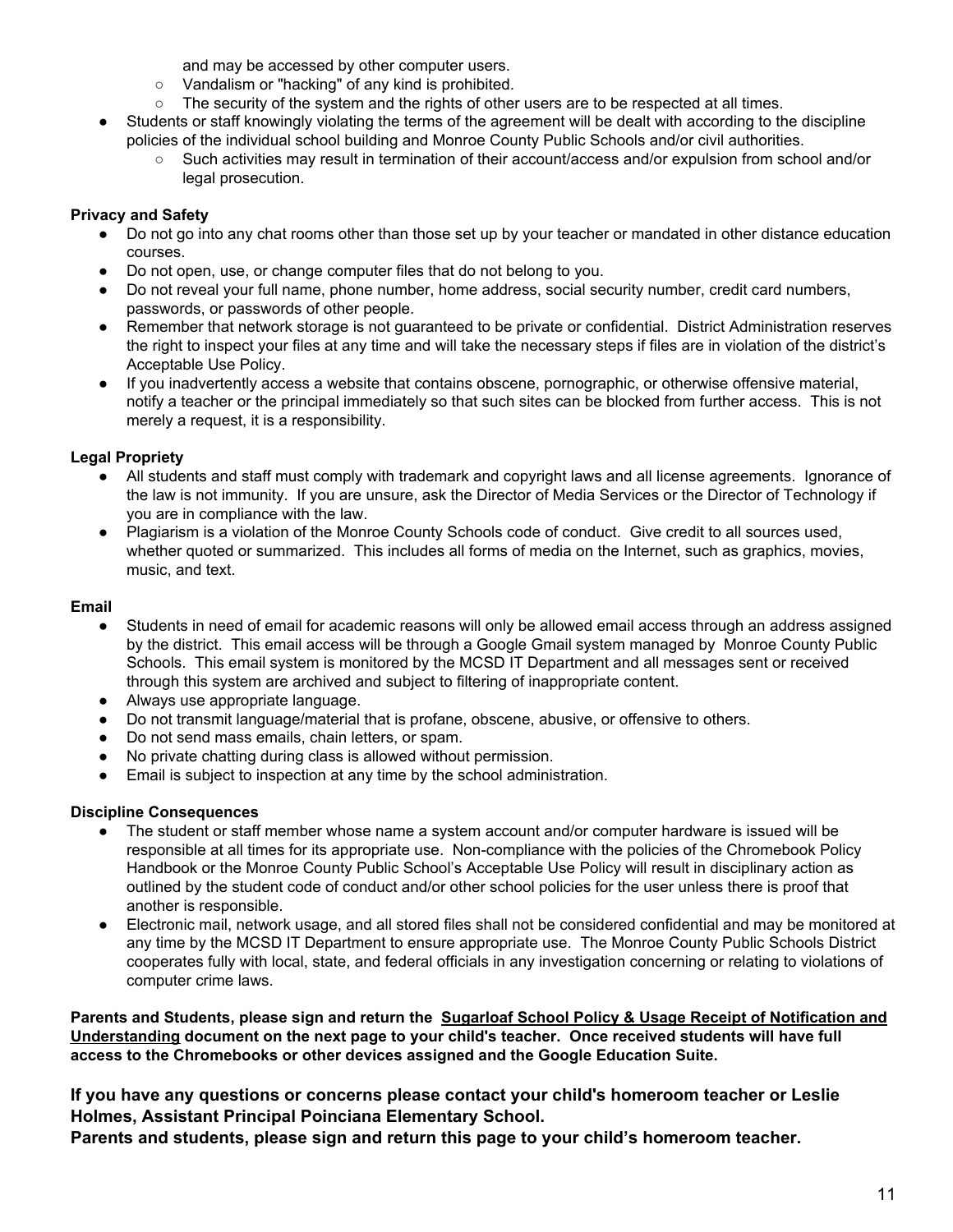and may be accessed by other computer users.
  - Vandalism or "hacking" of any kind is prohibited.
  - The security of the system and the rights of other users are to be respected at all times.
- Students or staff knowingly violating the terms of the agreement will be dealt with according to the discipline policies of the individual school building and Monroe County Public Schools and/or civil authorities.
  - Such activities may result in termination of their account/access and/or expulsion from school and/or legal prosecution.

**Privacy and Safety**

- Do not go into any chat rooms other than those set up by your teacher or mandated in other distance education courses.
- Do not open, use, or change computer files that do not belong to you.
- Do not reveal your full name, phone number, home address, social security number, credit card numbers, passwords, or passwords of other people.
- Remember that network storage is not guaranteed to be private or confidential. District Administration reserves the right to inspect your files at any time and will take the necessary steps if files are in violation of the district's Acceptable Use Policy.
- If you inadvertently access a website that contains obscene, pornographic, or otherwise offensive material, notify a teacher or the principal immediately so that such sites can be blocked from further access. This is not merely a request, it is a responsibility.

**Legal Propriety**

- All students and staff must comply with trademark and copyright laws and all license agreements. Ignorance of the law is not immunity. If you are unsure, ask the Director of Media Services or the Director of Technology if you are in compliance with the law.
- Plagiarism is a violation of the Monroe County Schools code of conduct. Give credit to all sources used, whether quoted or summarized. This includes all forms of media on the Internet, such as graphics, movies, music, and text.

**Email**

- Students in need of email for academic reasons will only be allowed email access through an address assigned by the district. This email access will be through a Google Gmail system managed by Monroe County Public Schools. This email system is monitored by the MCSD IT Department and all messages sent or received through this system are archived and subject to filtering of inappropriate content.
- Always use appropriate language.
- Do not transmit language/material that is profane, obscene, abusive, or offensive to others.
- Do not send mass emails, chain letters, or spam.
- No private chatting during class is allowed without permission.
- Email is subject to inspection at any time by the school administration.

**Discipline Consequences**

- The student or staff member whose name a system account and/or computer hardware is issued will be responsible at all times for its appropriate use. Non-compliance with the policies of the Chromebook Policy Handbook or the Monroe County Public School's Acceptable Use Policy will result in disciplinary action as outlined by the student code of conduct and/or other school policies for the user unless there is proof that another is responsible.
- Electronic mail, network usage, and all stored files shall not be considered confidential and may be monitored at any time by the MCSD IT Department to ensure appropriate use. The Monroe County Public Schools District cooperates fully with local, state, and federal officials in any investigation concerning or relating to violations of computer crime laws.

**Parents and Students, please sign and return the <u>Sugarloaf School Policy & Usage Receipt of Notification and Understanding</u> document on the next page to your child's teacher. Once received students will have full access to the Chromebooks or other devices assigned and the Google Education Suite.**

**If you have any questions or concerns please contact your child's homeroom teacher or Leslie Holmes, Assistant Principal Poinciana Elementary School.**
**Parents and students, please sign and return this page to your child's homeroom teacher.**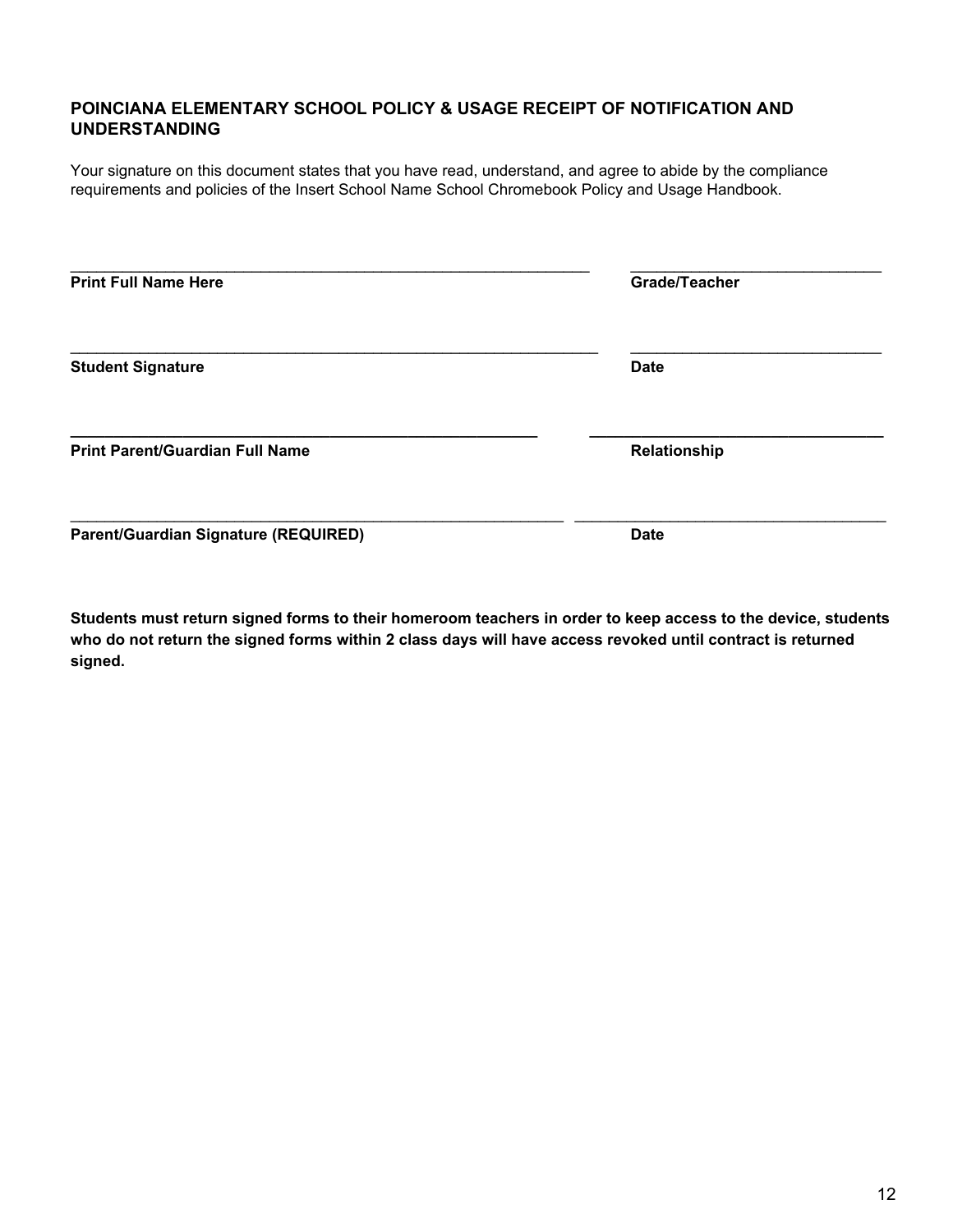## POINCIANA ELEMENTARY SCHOOL POLICY & USAGE RECEIPT OF NOTIFICATION AND UNDERSTANDING

Your signature on this document states that you have read, understand, and agree to abide by the compliance requirements and policies of the Insert School Name School Chromebook Policy and Usage Handbook.

_______________________________________________________________ _____________________________

**Print Full Name Here** **Grade/Teacher**

_______________________________________________________________ _____________________________

**Student Signature** **Date**

_______________________________________________________________ _____________________________

**Print Parent/Guardian Full Name** **Relationship**

_______________________________________________________________ _____________________________

**Parent/Guardian Signature (REQUIRED)** **Date**

**Students must return signed forms to their homeroom teachers in order to keep access to the device, students who do not return the signed forms within 2 class days will have access revoked until contract is returned signed.**